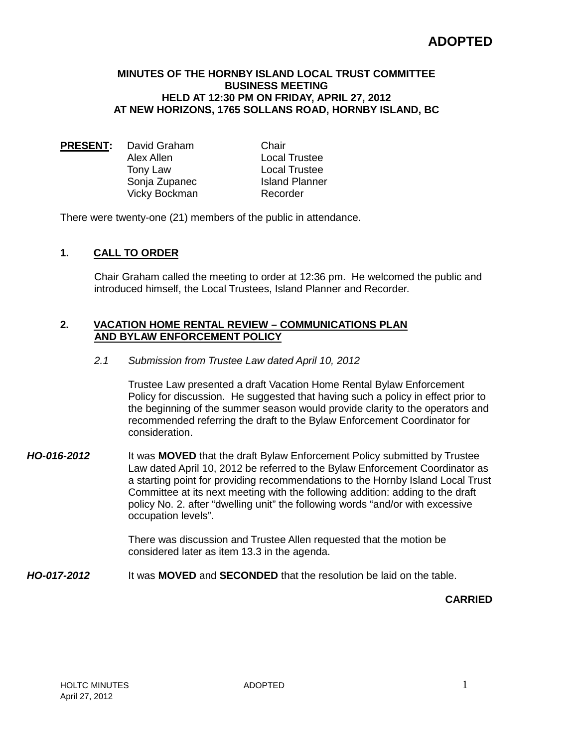**ADOPTED**

**MINUTES OF THE HORNBY ISLAND LOCAL TRUST COMMITTEE BUSINESS MEETING HELD AT 12:30 PM ON FRIDAY, APRIL 27, 2012 AT NEW HORIZONS, 1765 SOLLANS ROAD, HORNBY ISLAND, BC**

**PRESENT:**

| | |
|---|---|
| David Graham | Chair |
| Alex Allen | Local Trustee |
| Tony Law | Local Trustee |
| Sonja Zupanec | Island Planner |
| Vicky Bockman | Recorder |

There were twenty-one (21) members of the public in attendance.

## 1. CALL TO ORDER

Chair Graham called the meeting to order at 12:36 pm. He welcomed the public and introduced himself, the Local Trustees, Island Planner and Recorder.

## 2. VACATION HOME RENTAL REVIEW – COMMUNICATIONS PLAN AND BYLAW ENFORCEMENT POLICY

*2.1 Submission from Trustee Law dated April 10, 2012*

Trustee Law presented a draft Vacation Home Rental Bylaw Enforcement Policy for discussion. He suggested that having such a policy in effect prior to the beginning of the summer season would provide clarity to the operators and recommended referring the draft to the Bylaw Enforcement Coordinator for consideration.

***HO-016-2012*** It was **MOVED** that the draft Bylaw Enforcement Policy submitted by Trustee Law dated April 10, 2012 be referred to the Bylaw Enforcement Coordinator as a starting point for providing recommendations to the Hornby Island Local Trust Committee at its next meeting with the following addition: adding to the draft policy No. 2. after “dwelling unit” the following words “and/or with excessive occupation levels”.

There was discussion and Trustee Allen requested that the motion be considered later as item 13.3 in the agenda.

***HO-017-2012*** It was **MOVED** and **SECONDED** that the resolution be laid on the table.

**CARRIED**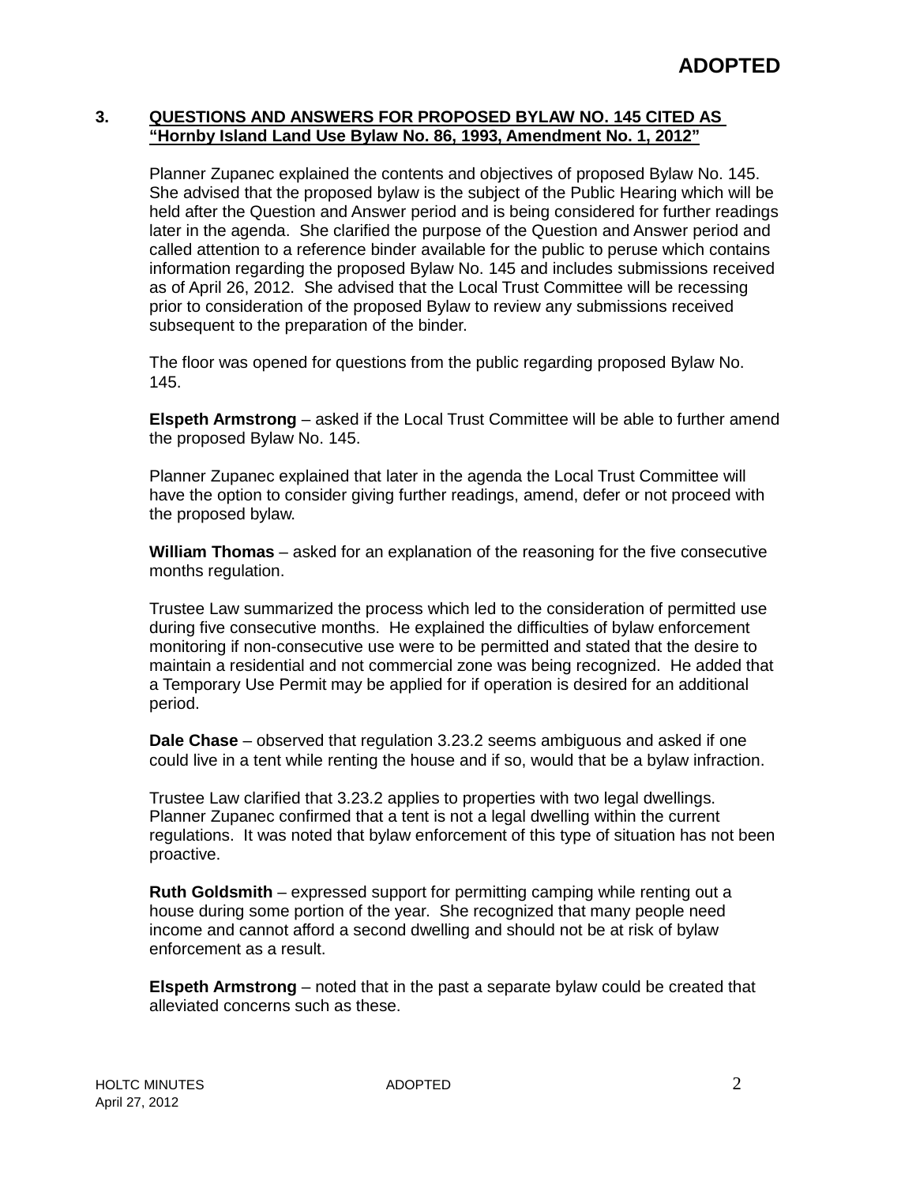**ADOPTED**

## 3. QUESTIONS AND ANSWERS FOR PROPOSED BYLAW NO. 145 CITED AS "Hornby Island Land Use Bylaw No. 86, 1993, Amendment No. 1, 2012"

Planner Zupanec explained the contents and objectives of proposed Bylaw No. 145. She advised that the proposed bylaw is the subject of the Public Hearing which will be held after the Question and Answer period and is being considered for further readings later in the agenda. She clarified the purpose of the Question and Answer period and called attention to a reference binder available for the public to peruse which contains information regarding the proposed Bylaw No. 145 and includes submissions received as of April 26, 2012. She advised that the Local Trust Committee will be recessing prior to consideration of the proposed Bylaw to review any submissions received subsequent to the preparation of the binder.

The floor was opened for questions from the public regarding proposed Bylaw No. 145.

**Elspeth Armstrong** – asked if the Local Trust Committee will be able to further amend the proposed Bylaw No. 145.

Planner Zupanec explained that later in the agenda the Local Trust Committee will have the option to consider giving further readings, amend, defer or not proceed with the proposed bylaw.

**William Thomas** – asked for an explanation of the reasoning for the five consecutive months regulation.

Trustee Law summarized the process which led to the consideration of permitted use during five consecutive months. He explained the difficulties of bylaw enforcement monitoring if non-consecutive use were to be permitted and stated that the desire to maintain a residential and not commercial zone was being recognized. He added that a Temporary Use Permit may be applied for if operation is desired for an additional period.

**Dale Chase** – observed that regulation 3.23.2 seems ambiguous and asked if one could live in a tent while renting the house and if so, would that be a bylaw infraction.

Trustee Law clarified that 3.23.2 applies to properties with two legal dwellings. Planner Zupanec confirmed that a tent is not a legal dwelling within the current regulations. It was noted that bylaw enforcement of this type of situation has not been proactive.

**Ruth Goldsmith** – expressed support for permitting camping while renting out a house during some portion of the year. She recognized that many people need income and cannot afford a second dwelling and should not be at risk of bylaw enforcement as a result.

**Elspeth Armstrong** – noted that in the past a separate bylaw could be created that alleviated concerns such as these.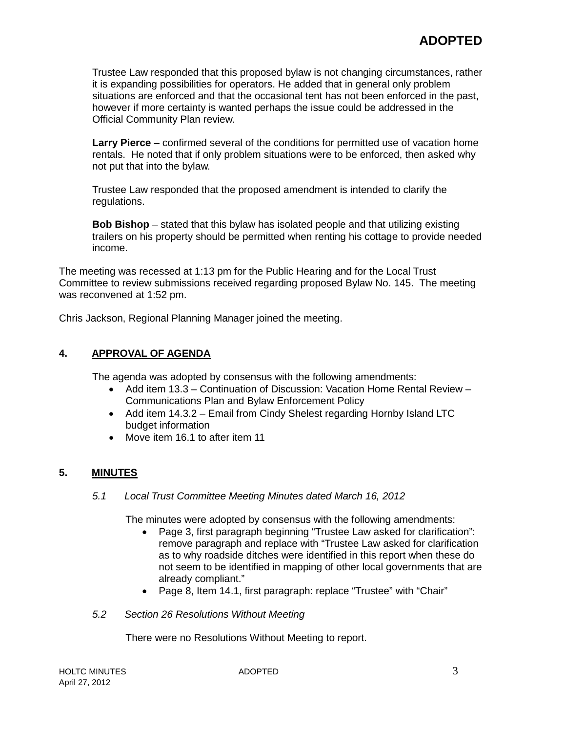Trustee Law responded that this proposed bylaw is not changing circumstances, rather it is expanding possibilities for operators. He added that in general only problem situations are enforced and that the occasional tent has not been enforced in the past, however if more certainty is wanted perhaps the issue could be addressed in the Official Community Plan review.

**Larry Pierce** – confirmed several of the conditions for permitted use of vacation home rentals. He noted that if only problem situations were to be enforced, then asked why not put that into the bylaw.

Trustee Law responded that the proposed amendment is intended to clarify the regulations.

**Bob Bishop** – stated that this bylaw has isolated people and that utilizing existing trailers on his property should be permitted when renting his cottage to provide needed income.

The meeting was recessed at 1:13 pm for the Public Hearing and for the Local Trust Committee to review submissions received regarding proposed Bylaw No. 145. The meeting was reconvened at 1:52 pm.

Chris Jackson, Regional Planning Manager joined the meeting.

## 4. APPROVAL OF AGENDA

The agenda was adopted by consensus with the following amendments:

- Add item 13.3 – Continuation of Discussion: Vacation Home Rental Review – Communications Plan and Bylaw Enforcement Policy
- Add item 14.3.2 – Email from Cindy Shelest regarding Hornby Island LTC budget information
- Move item 16.1 to after item 11

## 5. MINUTES

### *5.1 Local Trust Committee Meeting Minutes dated March 16, 2012*

The minutes were adopted by consensus with the following amendments:

- Page 3, first paragraph beginning "Trustee Law asked for clarification": remove paragraph and replace with "Trustee Law asked for clarification as to why roadside ditches were identified in this report when these do not seem to be identified in mapping of other local governments that are already compliant."
- Page 8, Item 14.1, first paragraph: replace "Trustee" with "Chair"

### *5.2 Section 26 Resolutions Without Meeting*

There were no Resolutions Without Meeting to report.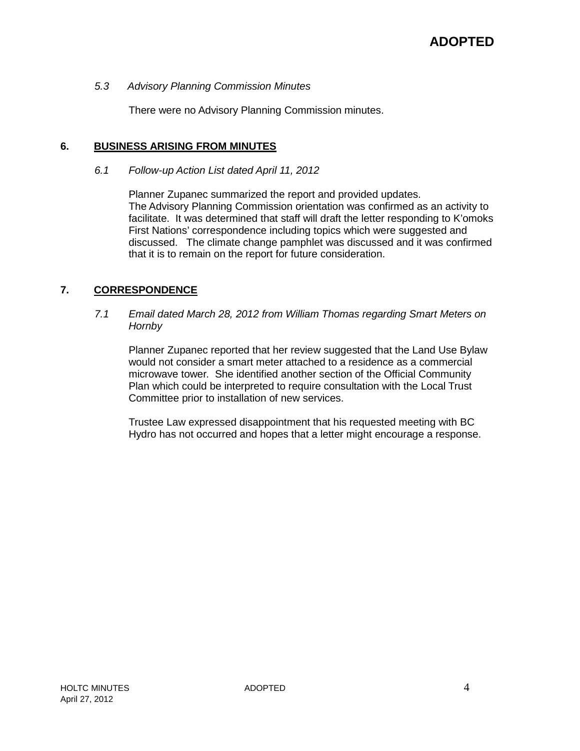**ADOPTED**

*5.3 Advisory Planning Commission Minutes*

There were no Advisory Planning Commission minutes.

## 6. BUSINESS ARISING FROM MINUTES

*6.1 Follow-up Action List dated April 11, 2012*

Planner Zupanec summarized the report and provided updates.
The Advisory Planning Commission orientation was confirmed as an activity to facilitate. It was determined that staff will draft the letter responding to K'omoks First Nations' correspondence including topics which were suggested and discussed. The climate change pamphlet was discussed and it was confirmed that it is to remain on the report for future consideration.

## 7. CORRESPONDENCE

*7.1 Email dated March 28, 2012 from William Thomas regarding Smart Meters on Hornby*

Planner Zupanec reported that her review suggested that the Land Use Bylaw would not consider a smart meter attached to a residence as a commercial microwave tower. She identified another section of the Official Community Plan which could be interpreted to require consultation with the Local Trust Committee prior to installation of new services.

Trustee Law expressed disappointment that his requested meeting with BC Hydro has not occurred and hopes that a letter might encourage a response.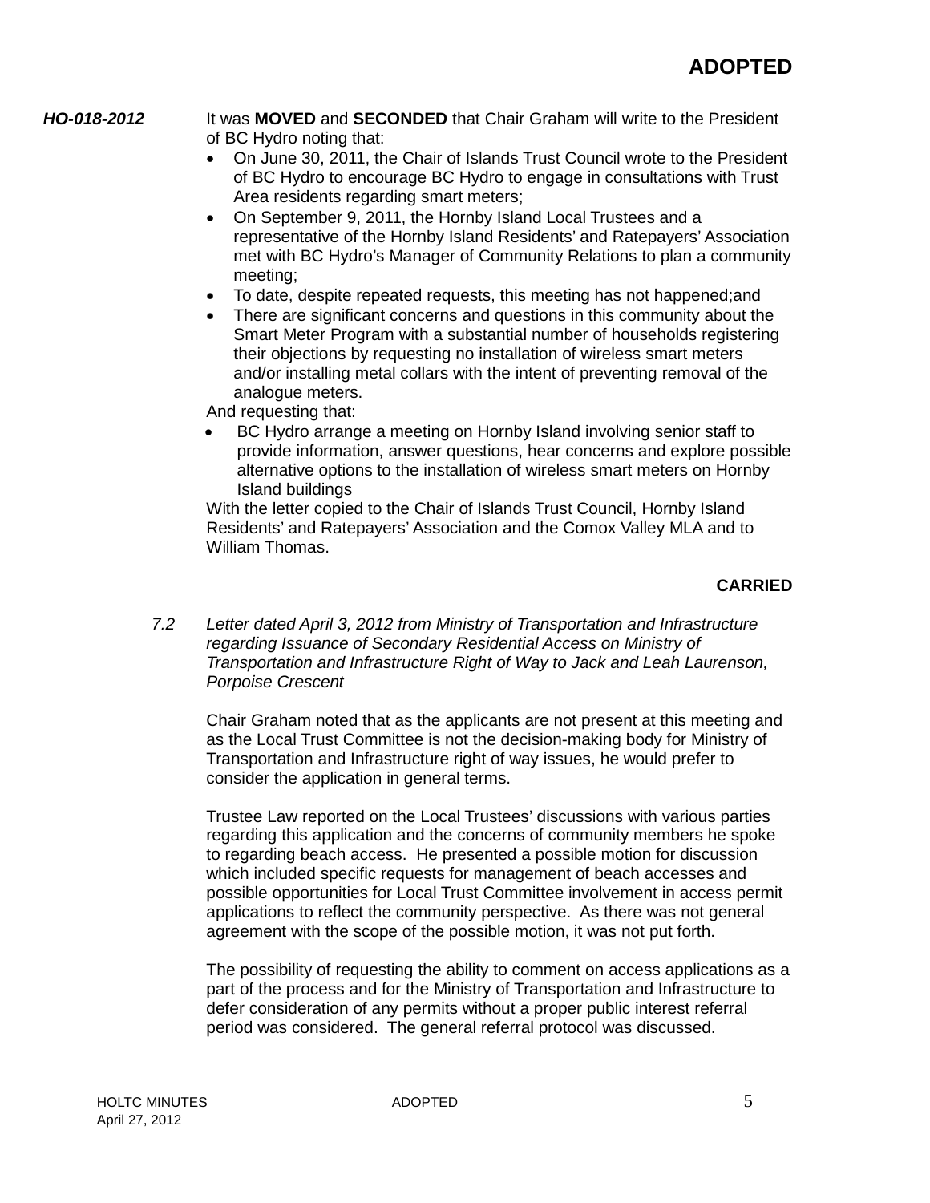**ADOPTED**

***HO-018-2012*** It was **MOVED** and **SECONDED** that Chair Graham will write to the President of BC Hydro noting that:

- On June 30, 2011, the Chair of Islands Trust Council wrote to the President of BC Hydro to encourage BC Hydro to engage in consultations with Trust Area residents regarding smart meters;
- On September 9, 2011, the Hornby Island Local Trustees and a representative of the Hornby Island Residents' and Ratepayers' Association met with BC Hydro's Manager of Community Relations to plan a community meeting;
- To date, despite repeated requests, this meeting has not happened;and
- There are significant concerns and questions in this community about the Smart Meter Program with a substantial number of households registering their objections by requesting no installation of wireless smart meters and/or installing metal collars with the intent of preventing removal of the analogue meters.

And requesting that:

- BC Hydro arrange a meeting on Hornby Island involving senior staff to provide information, answer questions, hear concerns and explore possible alternative options to the installation of wireless smart meters on Hornby Island buildings

With the letter copied to the Chair of Islands Trust Council, Hornby Island Residents' and Ratepayers' Association and the Comox Valley MLA and to William Thomas.

**CARRIED**

*7.2 Letter dated April 3, 2012 from Ministry of Transportation and Infrastructure regarding Issuance of Secondary Residential Access on Ministry of Transportation and Infrastructure Right of Way to Jack and Leah Laurenson, Porpoise Crescent*

Chair Graham noted that as the applicants are not present at this meeting and as the Local Trust Committee is not the decision-making body for Ministry of Transportation and Infrastructure right of way issues, he would prefer to consider the application in general terms.

Trustee Law reported on the Local Trustees' discussions with various parties regarding this application and the concerns of community members he spoke to regarding beach access. He presented a possible motion for discussion which included specific requests for management of beach accesses and possible opportunities for Local Trust Committee involvement in access permit applications to reflect the community perspective. As there was not general agreement with the scope of the possible motion, it was not put forth.

The possibility of requesting the ability to comment on access applications as a part of the process and for the Ministry of Transportation and Infrastructure to defer consideration of any permits without a proper public interest referral period was considered. The general referral protocol was discussed.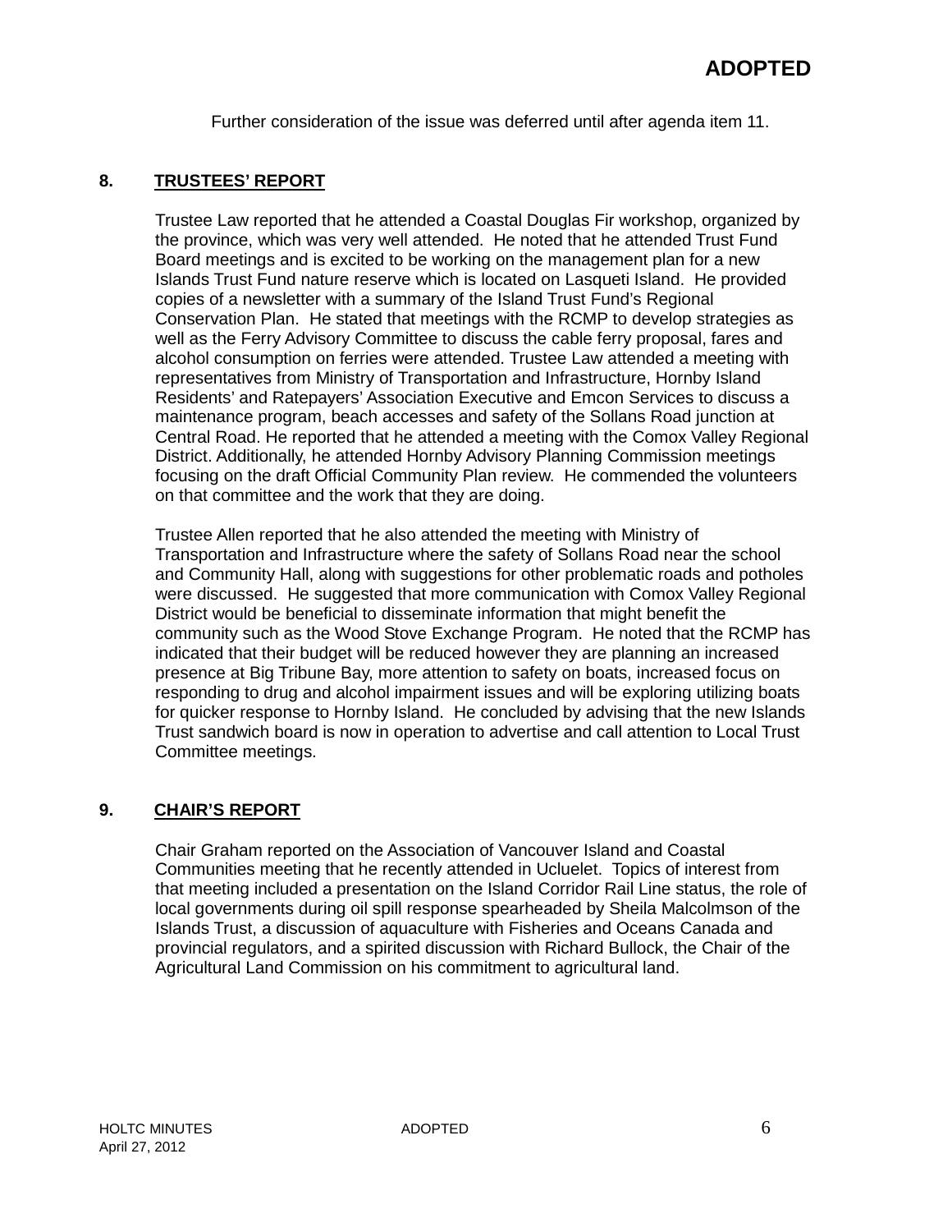Further consideration of the issue was deferred until after agenda item 11.

## 8. TRUSTEES' REPORT

Trustee Law reported that he attended a Coastal Douglas Fir workshop, organized by the province, which was very well attended. He noted that he attended Trust Fund Board meetings and is excited to be working on the management plan for a new Islands Trust Fund nature reserve which is located on Lasqueti Island. He provided copies of a newsletter with a summary of the Island Trust Fund's Regional Conservation Plan. He stated that meetings with the RCMP to develop strategies as well as the Ferry Advisory Committee to discuss the cable ferry proposal, fares and alcohol consumption on ferries were attended. Trustee Law attended a meeting with representatives from Ministry of Transportation and Infrastructure, Hornby Island Residents' and Ratepayers' Association Executive and Emcon Services to discuss a maintenance program, beach accesses and safety of the Sollans Road junction at Central Road. He reported that he attended a meeting with the Comox Valley Regional District. Additionally, he attended Hornby Advisory Planning Commission meetings focusing on the draft Official Community Plan review. He commended the volunteers on that committee and the work that they are doing.

Trustee Allen reported that he also attended the meeting with Ministry of Transportation and Infrastructure where the safety of Sollans Road near the school and Community Hall, along with suggestions for other problematic roads and potholes were discussed. He suggested that more communication with Comox Valley Regional District would be beneficial to disseminate information that might benefit the community such as the Wood Stove Exchange Program. He noted that the RCMP has indicated that their budget will be reduced however they are planning an increased presence at Big Tribune Bay, more attention to safety on boats, increased focus on responding to drug and alcohol impairment issues and will be exploring utilizing boats for quicker response to Hornby Island. He concluded by advising that the new Islands Trust sandwich board is now in operation to advertise and call attention to Local Trust Committee meetings.

## 9. CHAIR'S REPORT

Chair Graham reported on the Association of Vancouver Island and Coastal Communities meeting that he recently attended in Ucluelet. Topics of interest from that meeting included a presentation on the Island Corridor Rail Line status, the role of local governments during oil spill response spearheaded by Sheila Malcolmson of the Islands Trust, a discussion of aquaculture with Fisheries and Oceans Canada and provincial regulators, and a spirited discussion with Richard Bullock, the Chair of the Agricultural Land Commission on his commitment to agricultural land.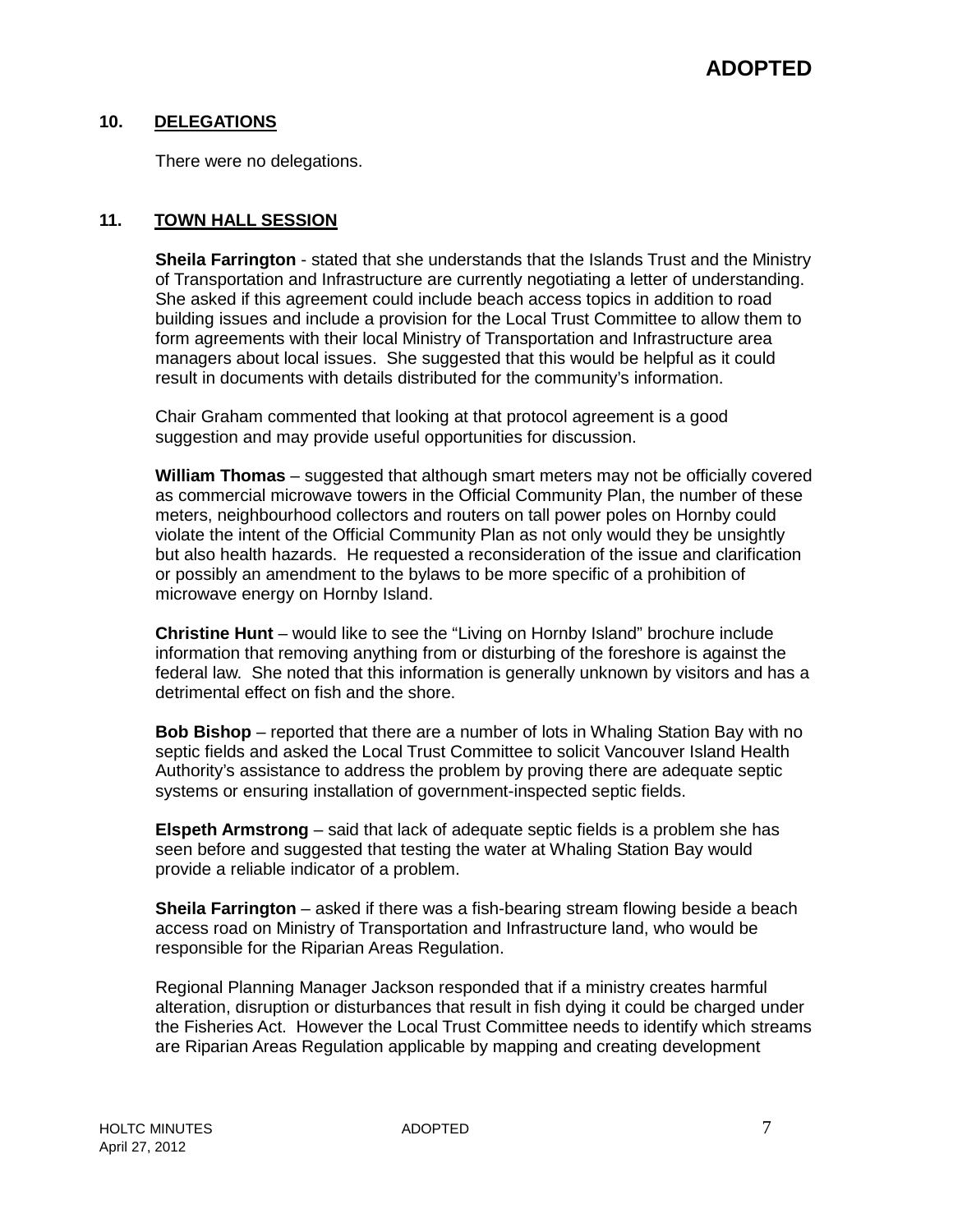## 10. DELEGATIONS

There were no delegations.

## 11. TOWN HALL SESSION

**Sheila Farrington** - stated that she understands that the Islands Trust and the Ministry of Transportation and Infrastructure are currently negotiating a letter of understanding. She asked if this agreement could include beach access topics in addition to road building issues and include a provision for the Local Trust Committee to allow them to form agreements with their local Ministry of Transportation and Infrastructure area managers about local issues. She suggested that this would be helpful as it could result in documents with details distributed for the community's information.

Chair Graham commented that looking at that protocol agreement is a good suggestion and may provide useful opportunities for discussion.

**William Thomas** – suggested that although smart meters may not be officially covered as commercial microwave towers in the Official Community Plan, the number of these meters, neighbourhood collectors and routers on tall power poles on Hornby could violate the intent of the Official Community Plan as not only would they be unsightly but also health hazards. He requested a reconsideration of the issue and clarification or possibly an amendment to the bylaws to be more specific of a prohibition of microwave energy on Hornby Island.

**Christine Hunt** – would like to see the "Living on Hornby Island" brochure include information that removing anything from or disturbing of the foreshore is against the federal law. She noted that this information is generally unknown by visitors and has a detrimental effect on fish and the shore.

**Bob Bishop** – reported that there are a number of lots in Whaling Station Bay with no septic fields and asked the Local Trust Committee to solicit Vancouver Island Health Authority's assistance to address the problem by proving there are adequate septic systems or ensuring installation of government-inspected septic fields.

**Elspeth Armstrong** – said that lack of adequate septic fields is a problem she has seen before and suggested that testing the water at Whaling Station Bay would provide a reliable indicator of a problem.

**Sheila Farrington** – asked if there was a fish-bearing stream flowing beside a beach access road on Ministry of Transportation and Infrastructure land, who would be responsible for the Riparian Areas Regulation.

Regional Planning Manager Jackson responded that if a ministry creates harmful alteration, disruption or disturbances that result in fish dying it could be charged under the Fisheries Act. However the Local Trust Committee needs to identify which streams are Riparian Areas Regulation applicable by mapping and creating development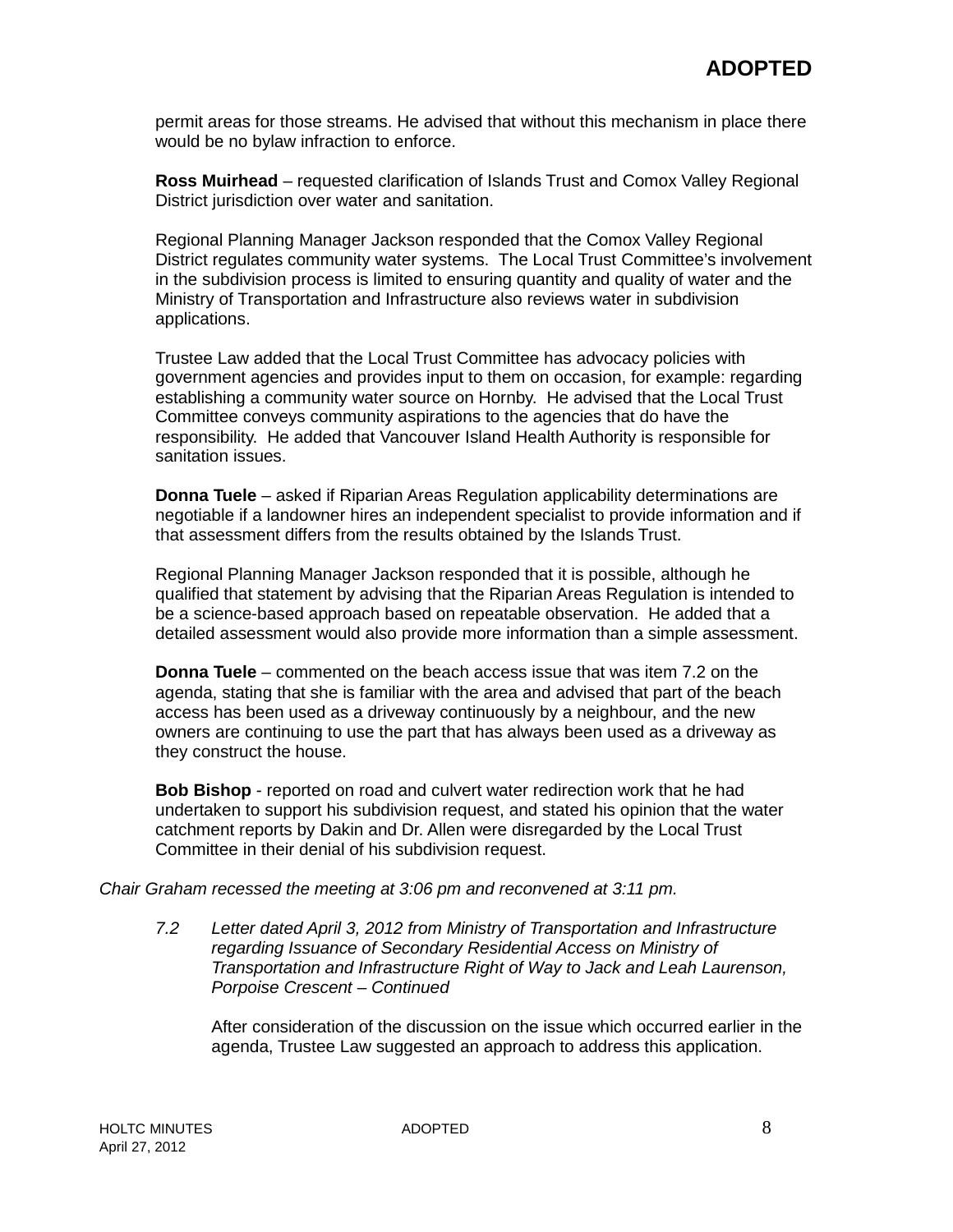permit areas for those streams. He advised that without this mechanism in place there would be no bylaw infraction to enforce.

**Ross Muirhead** – requested clarification of Islands Trust and Comox Valley Regional District jurisdiction over water and sanitation.

Regional Planning Manager Jackson responded that the Comox Valley Regional District regulates community water systems. The Local Trust Committee's involvement in the subdivision process is limited to ensuring quantity and quality of water and the Ministry of Transportation and Infrastructure also reviews water in subdivision applications.

Trustee Law added that the Local Trust Committee has advocacy policies with government agencies and provides input to them on occasion, for example: regarding establishing a community water source on Hornby. He advised that the Local Trust Committee conveys community aspirations to the agencies that do have the responsibility. He added that Vancouver Island Health Authority is responsible for sanitation issues.

**Donna Tuele** – asked if Riparian Areas Regulation applicability determinations are negotiable if a landowner hires an independent specialist to provide information and if that assessment differs from the results obtained by the Islands Trust.

Regional Planning Manager Jackson responded that it is possible, although he qualified that statement by advising that the Riparian Areas Regulation is intended to be a science-based approach based on repeatable observation. He added that a detailed assessment would also provide more information than a simple assessment.

**Donna Tuele** – commented on the beach access issue that was item 7.2 on the agenda, stating that she is familiar with the area and advised that part of the beach access has been used as a driveway continuously by a neighbour, and the new owners are continuing to use the part that has always been used as a driveway as they construct the house.

**Bob Bishop** - reported on road and culvert water redirection work that he had undertaken to support his subdivision request, and stated his opinion that the water catchment reports by Dakin and Dr. Allen were disregarded by the Local Trust Committee in their denial of his subdivision request.

*Chair Graham recessed the meeting at 3:06 pm and reconvened at 3:11 pm.*

*7.2 Letter dated April 3, 2012 from Ministry of Transportation and Infrastructure regarding Issuance of Secondary Residential Access on Ministry of Transportation and Infrastructure Right of Way to Jack and Leah Laurenson, Porpoise Crescent – Continued*

After consideration of the discussion on the issue which occurred earlier in the agenda, Trustee Law suggested an approach to address this application.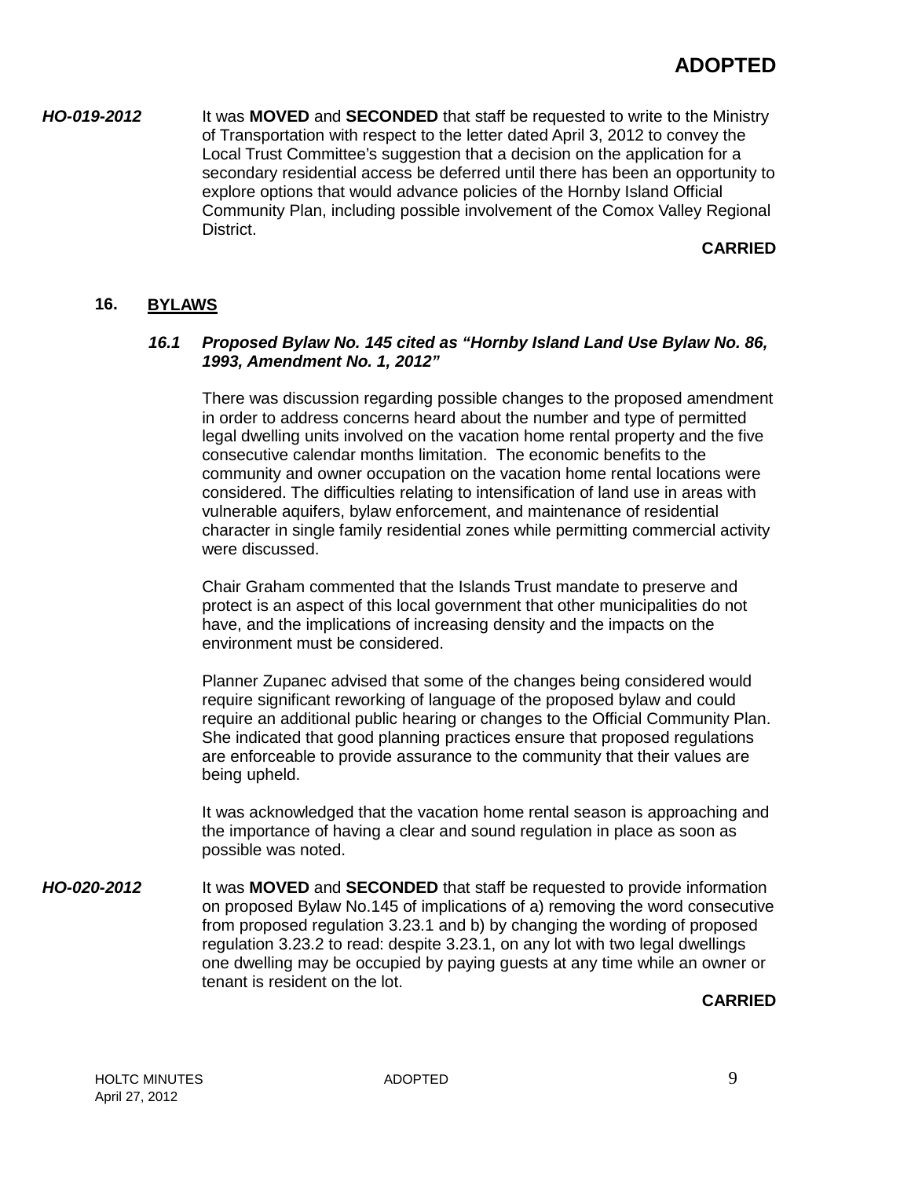**ADOPTED**

***HO-019-2012*** It was **MOVED** and **SECONDED** that staff be requested to write to the Ministry of Transportation with respect to the letter dated April 3, 2012 to convey the Local Trust Committee's suggestion that a decision on the application for a secondary residential access be deferred until there has been an opportunity to explore options that would advance policies of the Hornby Island Official Community Plan, including possible involvement of the Comox Valley Regional District.

**CARRIED**

## 16. BYLAWS

### *16.1 Proposed Bylaw No. 145 cited as "Hornby Island Land Use Bylaw No. 86, 1993, Amendment No. 1, 2012"*

There was discussion regarding possible changes to the proposed amendment in order to address concerns heard about the number and type of permitted legal dwelling units involved on the vacation home rental property and the five consecutive calendar months limitation. The economic benefits to the community and owner occupation on the vacation home rental locations were considered. The difficulties relating to intensification of land use in areas with vulnerable aquifers, bylaw enforcement, and maintenance of residential character in single family residential zones while permitting commercial activity were discussed.

Chair Graham commented that the Islands Trust mandate to preserve and protect is an aspect of this local government that other municipalities do not have, and the implications of increasing density and the impacts on the environment must be considered.

Planner Zupanec advised that some of the changes being considered would require significant reworking of language of the proposed bylaw and could require an additional public hearing or changes to the Official Community Plan. She indicated that good planning practices ensure that proposed regulations are enforceable to provide assurance to the community that their values are being upheld.

It was acknowledged that the vacation home rental season is approaching and the importance of having a clear and sound regulation in place as soon as possible was noted.

***HO-020-2012*** It was **MOVED** and **SECONDED** that staff be requested to provide information on proposed Bylaw No.145 of implications of a) removing the word consecutive from proposed regulation 3.23.1 and b) by changing the wording of proposed regulation 3.23.2 to read: despite 3.23.1, on any lot with two legal dwellings one dwelling may be occupied by paying guests at any time while an owner or tenant is resident on the lot.

**CARRIED**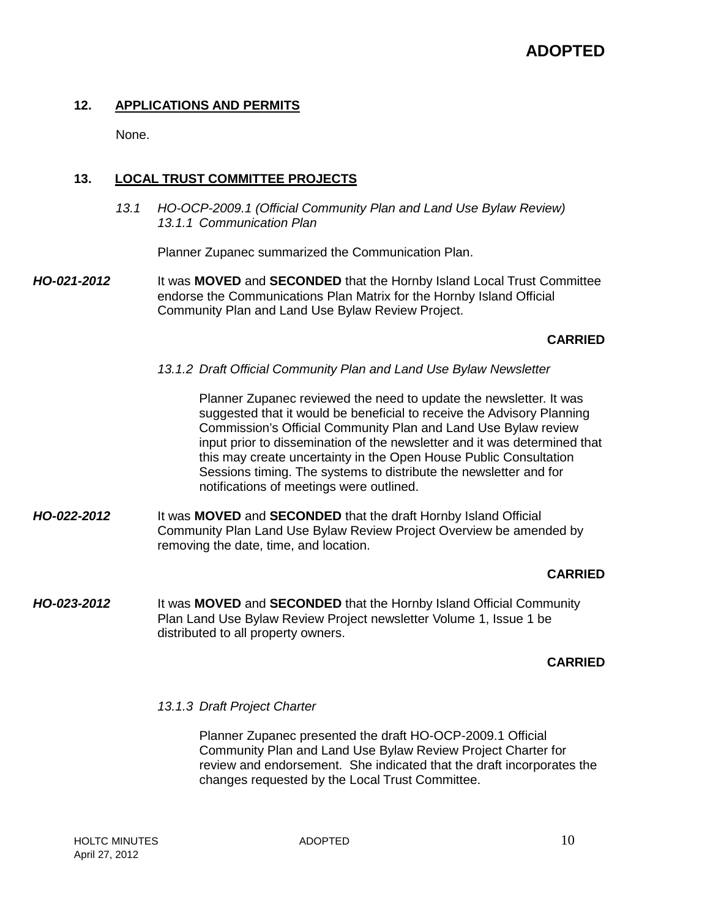**ADOPTED**

## 12. APPLICATIONS AND PERMITS

None.

## 13. LOCAL TRUST COMMITTEE PROJECTS

*13.1 HO-OCP-2009.1 (Official Community Plan and Land Use Bylaw Review)*
*13.1.1 Communication Plan*

Planner Zupanec summarized the Communication Plan.

***HO-021-2012*** It was **MOVED** and **SECONDED** that the Hornby Island Local Trust Committee endorse the Communications Plan Matrix for the Hornby Island Official Community Plan and Land Use Bylaw Review Project.

**CARRIED**

*13.1.2 Draft Official Community Plan and Land Use Bylaw Newsletter*

Planner Zupanec reviewed the need to update the newsletter. It was suggested that it would be beneficial to receive the Advisory Planning Commission's Official Community Plan and Land Use Bylaw review input prior to dissemination of the newsletter and it was determined that this may create uncertainty in the Open House Public Consultation Sessions timing. The systems to distribute the newsletter and for notifications of meetings were outlined.

***HO-022-2012*** It was **MOVED** and **SECONDED** that the draft Hornby Island Official Community Plan Land Use Bylaw Review Project Overview be amended by removing the date, time, and location.

**CARRIED**

***HO-023-2012*** It was **MOVED** and **SECONDED** that the Hornby Island Official Community Plan Land Use Bylaw Review Project newsletter Volume 1, Issue 1 be distributed to all property owners.

**CARRIED**

*13.1.3 Draft Project Charter*

Planner Zupanec presented the draft HO-OCP-2009.1 Official Community Plan and Land Use Bylaw Review Project Charter for review and endorsement. She indicated that the draft incorporates the changes requested by the Local Trust Committee.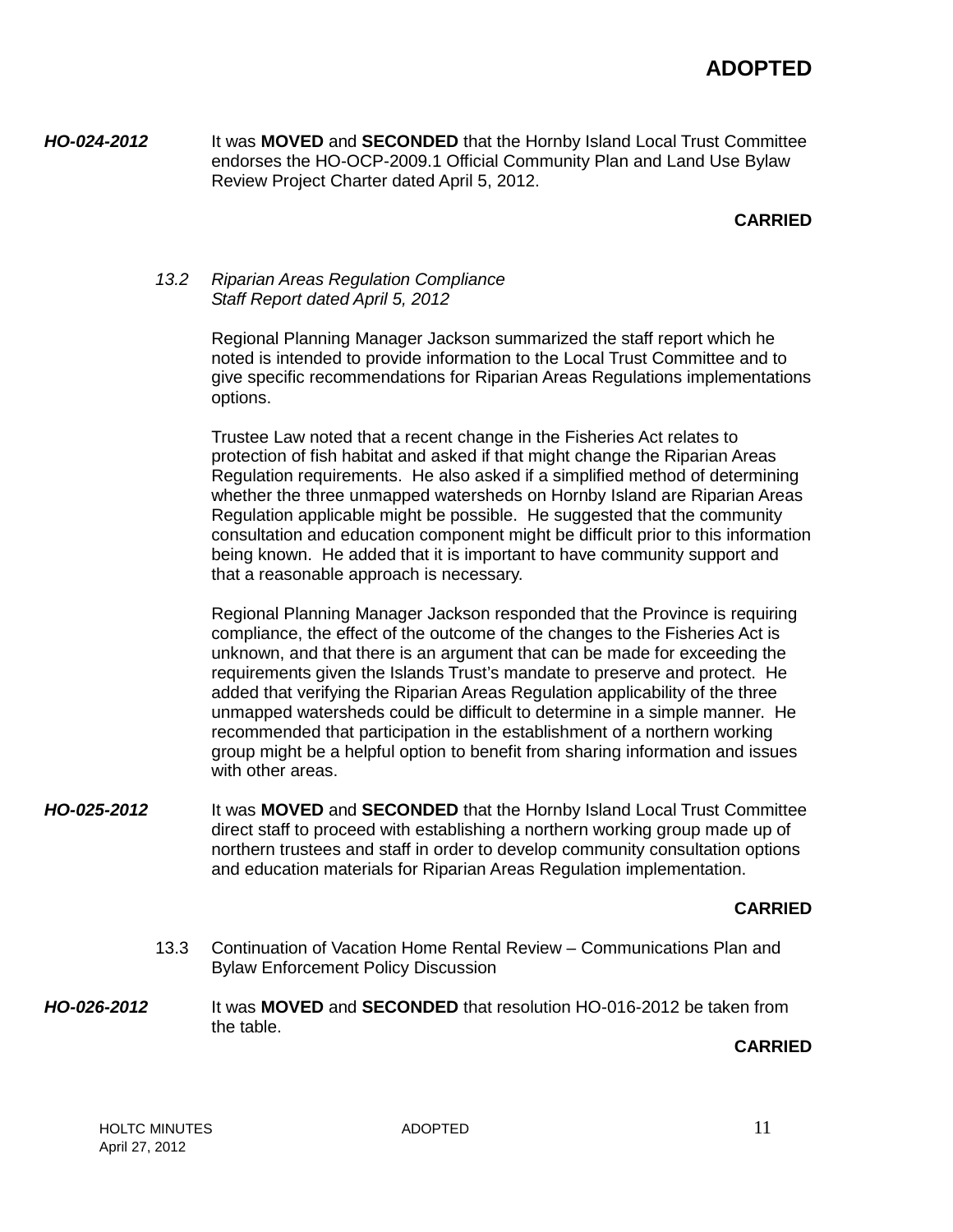**ADOPTED**

***HO-024-2012*** It was **MOVED** and **SECONDED** that the Hornby Island Local Trust Committee endorses the HO-OCP-2009.1 Official Community Plan and Land Use Bylaw Review Project Charter dated April 5, 2012.

**CARRIED**

*13.2 Riparian Areas Regulation Compliance*
*Staff Report dated April 5, 2012*

Regional Planning Manager Jackson summarized the staff report which he noted is intended to provide information to the Local Trust Committee and to give specific recommendations for Riparian Areas Regulations implementations options.

Trustee Law noted that a recent change in the Fisheries Act relates to protection of fish habitat and asked if that might change the Riparian Areas Regulation requirements. He also asked if a simplified method of determining whether the three unmapped watersheds on Hornby Island are Riparian Areas Regulation applicable might be possible. He suggested that the community consultation and education component might be difficult prior to this information being known. He added that it is important to have community support and that a reasonable approach is necessary.

Regional Planning Manager Jackson responded that the Province is requiring compliance, the effect of the outcome of the changes to the Fisheries Act is unknown, and that there is an argument that can be made for exceeding the requirements given the Islands Trust's mandate to preserve and protect. He added that verifying the Riparian Areas Regulation applicability of the three unmapped watersheds could be difficult to determine in a simple manner. He recommended that participation in the establishment of a northern working group might be a helpful option to benefit from sharing information and issues with other areas.

***HO-025-2012*** It was **MOVED** and **SECONDED** that the Hornby Island Local Trust Committee direct staff to proceed with establishing a northern working group made up of northern trustees and staff in order to develop community consultation options and education materials for Riparian Areas Regulation implementation.

**CARRIED**

13.3 Continuation of Vacation Home Rental Review – Communications Plan and Bylaw Enforcement Policy Discussion

***HO-026-2012*** It was **MOVED** and **SECONDED** that resolution HO-016-2012 be taken from the table.

**CARRIED**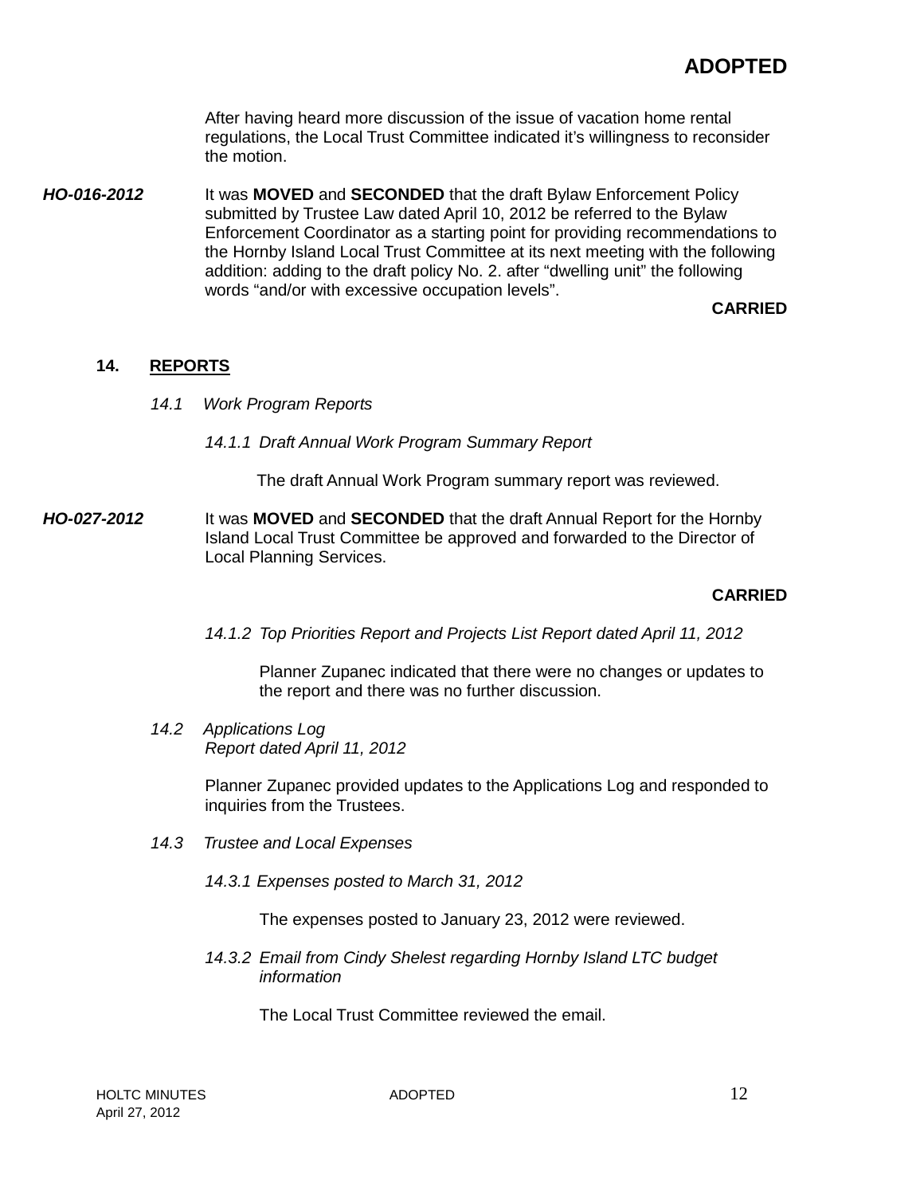**ADOPTED**

After having heard more discussion of the issue of vacation home rental regulations, the Local Trust Committee indicated it's willingness to reconsider the motion.

***HO-016-2012*** It was **MOVED** and **SECONDED** that the draft Bylaw Enforcement Policy submitted by Trustee Law dated April 10, 2012 be referred to the Bylaw Enforcement Coordinator as a starting point for providing recommendations to the Hornby Island Local Trust Committee at its next meeting with the following addition: adding to the draft policy No. 2. after "dwelling unit" the following words "and/or with excessive occupation levels".

**CARRIED**

## 14. REPORTS

*14.1 Work Program Reports*

*14.1.1 Draft Annual Work Program Summary Report*

The draft Annual Work Program summary report was reviewed.

***HO-027-2012*** It was **MOVED** and **SECONDED** that the draft Annual Report for the Hornby Island Local Trust Committee be approved and forwarded to the Director of Local Planning Services.

**CARRIED**

*14.1.2 Top Priorities Report and Projects List Report dated April 11, 2012*

Planner Zupanec indicated that there were no changes or updates to the report and there was no further discussion.

*14.2 Applications Log*
*Report dated April 11, 2012*

Planner Zupanec provided updates to the Applications Log and responded to inquiries from the Trustees.

*14.3 Trustee and Local Expenses*

*14.3.1 Expenses posted to March 31, 2012*

The expenses posted to January 23, 2012 were reviewed.

*14.3.2 Email from Cindy Shelest regarding Hornby Island LTC budget information*

The Local Trust Committee reviewed the email.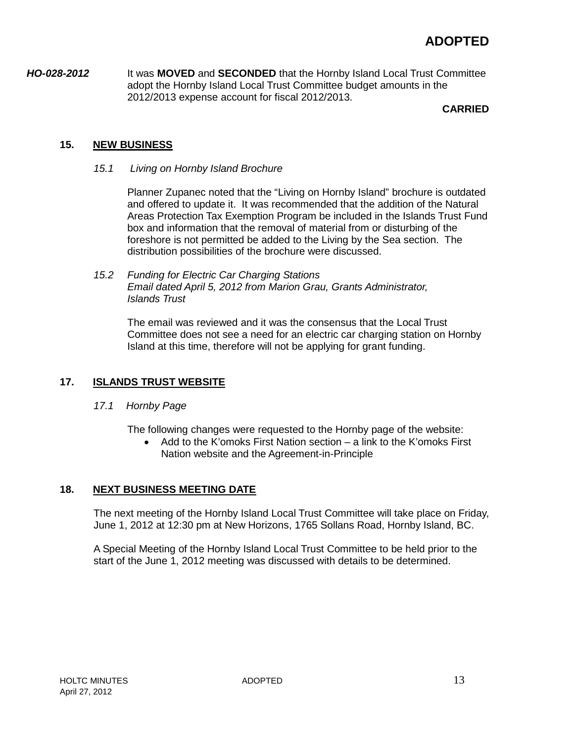**ADOPTED**

***HO-028-2012*** It was **MOVED** and **SECONDED** that the Hornby Island Local Trust Committee adopt the Hornby Island Local Trust Committee budget amounts in the 2012/2013 expense account for fiscal 2012/2013.

**CARRIED**

## 15. NEW BUSINESS

*15.1 Living on Hornby Island Brochure*

Planner Zupanec noted that the "Living on Hornby Island" brochure is outdated and offered to update it. It was recommended that the addition of the Natural Areas Protection Tax Exemption Program be included in the Islands Trust Fund box and information that the removal of material from or disturbing of the foreshore is not permitted be added to the Living by the Sea section. The distribution possibilities of the brochure were discussed.

*15.2 Funding for Electric Car Charging Stations*
*Email dated April 5, 2012 from Marion Grau, Grants Administrator, Islands Trust*

The email was reviewed and it was the consensus that the Local Trust Committee does not see a need for an electric car charging station on Hornby Island at this time, therefore will not be applying for grant funding.

## 17. ISLANDS TRUST WEBSITE

*17.1 Hornby Page*

The following changes were requested to the Hornby page of the website:

- Add to the K'omoks First Nation section – a link to the K'omoks First Nation website and the Agreement-in-Principle

## 18. NEXT BUSINESS MEETING DATE

The next meeting of the Hornby Island Local Trust Committee will take place on Friday, June 1, 2012 at 12:30 pm at New Horizons, 1765 Sollans Road, Hornby Island, BC.

A Special Meeting of the Hornby Island Local Trust Committee to be held prior to the start of the June 1, 2012 meeting was discussed with details to be determined.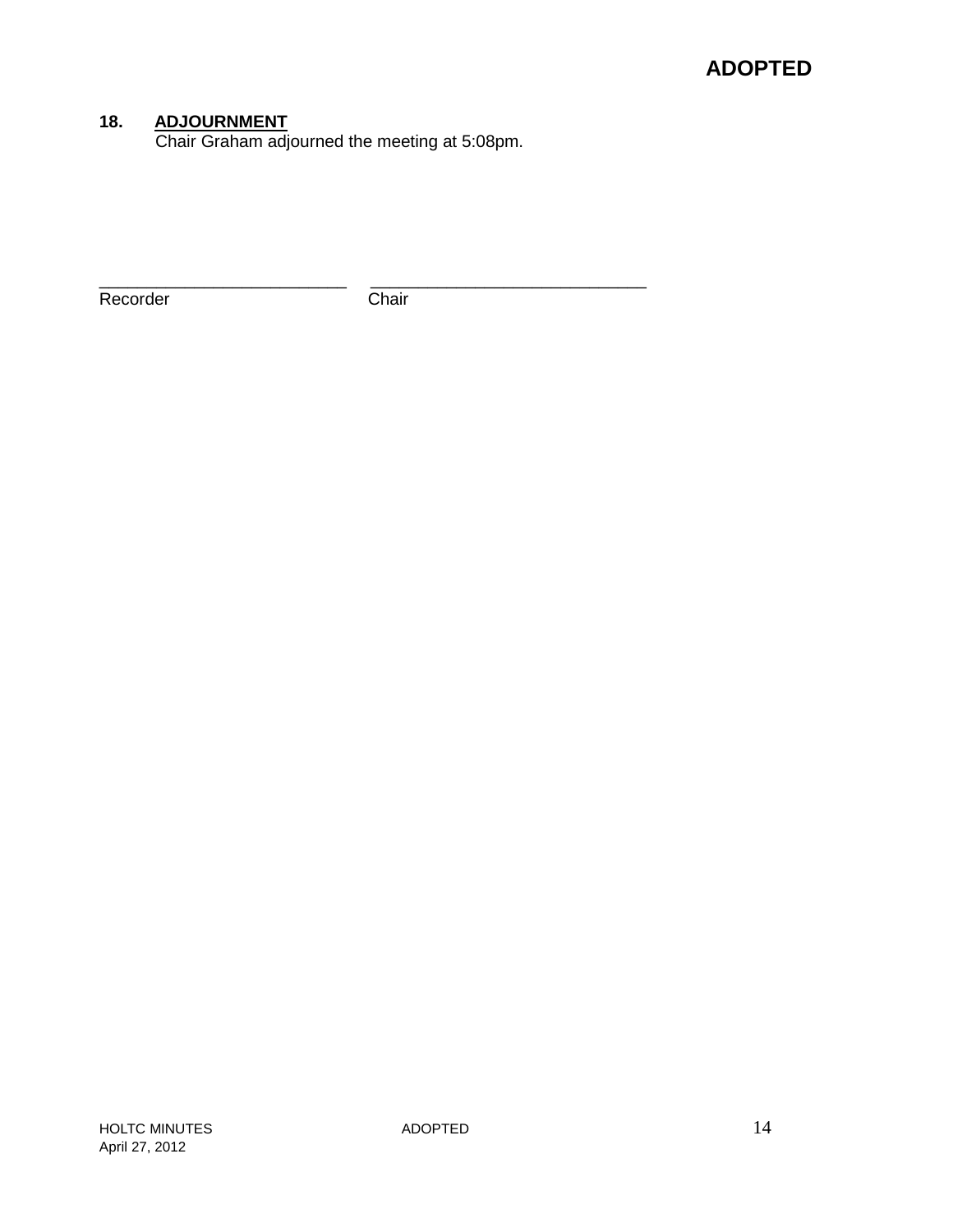**ADOPTED**

**18. ADJOURNMENT**

Chair Graham adjourned the meeting at 5:08pm.

___________________________ ______________________________

Recorder Chair